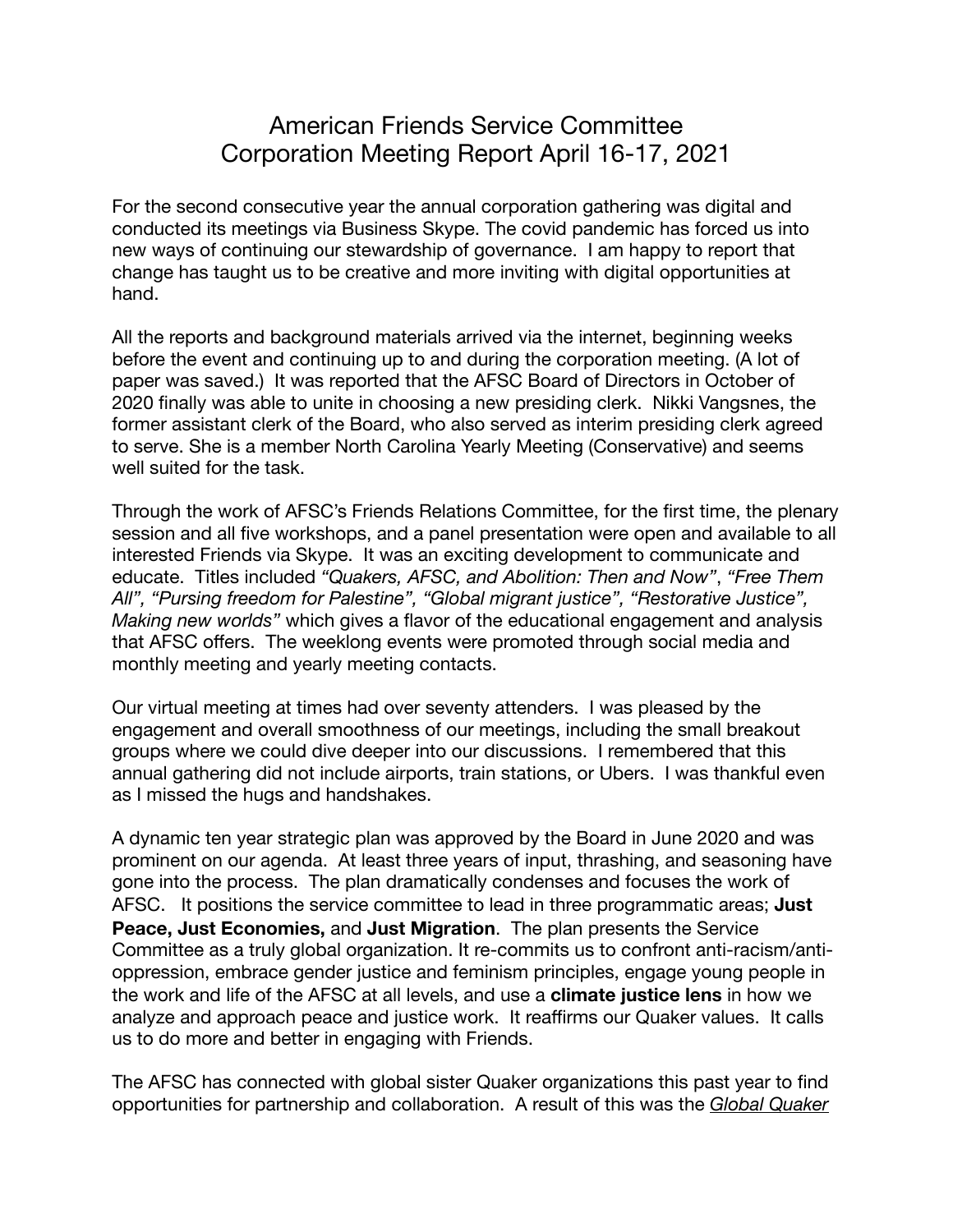# American Friends Service Committee
# Corporation Meeting Report April 16-17, 2021

For the second consecutive year the annual corporation gathering was digital and conducted its meetings via Business Skype. The covid pandemic has forced us into new ways of continuing our stewardship of governance. I am happy to report that change has taught us to be creative and more inviting with digital opportunities at hand.

All the reports and background materials arrived via the internet, beginning weeks before the event and continuing up to and during the corporation meeting. (A lot of paper was saved.) It was reported that the AFSC Board of Directors in October of 2020 finally was able to unite in choosing a new presiding clerk. Nikki Vangsnes, the former assistant clerk of the Board, who also served as interim presiding clerk agreed to serve. She is a member North Carolina Yearly Meeting (Conservative) and seems well suited for the task.

Through the work of AFSC's Friends Relations Committee, for the first time, the plenary session and all five workshops, and a panel presentation were open and available to all interested Friends via Skype. It was an exciting development to communicate and educate. Titles included *"Quakers, AFSC, and Abolition: Then and Now"*, *"Free Them All", "Pursing freedom for Palestine", "Global migrant justice", "Restorative Justice", Making new worlds"* which gives a flavor of the educational engagement and analysis that AFSC offers. The weeklong events were promoted through social media and monthly meeting and yearly meeting contacts.

Our virtual meeting at times had over seventy attenders. I was pleased by the engagement and overall smoothness of our meetings, including the small breakout groups where we could dive deeper into our discussions. I remembered that this annual gathering did not include airports, train stations, or Ubers. I was thankful even as I missed the hugs and handshakes.

A dynamic ten year strategic plan was approved by the Board in June 2020 and was prominent on our agenda. At least three years of input, thrashing, and seasoning have gone into the process. The plan dramatically condenses and focuses the work of AFSC. It positions the service committee to lead in three programmatic areas; **Just Peace, Just Economies,** and **Just Migration**. The plan presents the Service Committee as a truly global organization. It re-commits us to confront anti-racism/anti-oppression, embrace gender justice and feminism principles, engage young people in the work and life of the AFSC at all levels, and use a **climate justice lens** in how we analyze and approach peace and justice work. It reaffirms our Quaker values. It calls us to do more and better in engaging with Friends.

The AFSC has connected with global sister Quaker organizations this past year to find opportunities for partnership and collaboration. A result of this was the *Global Quaker*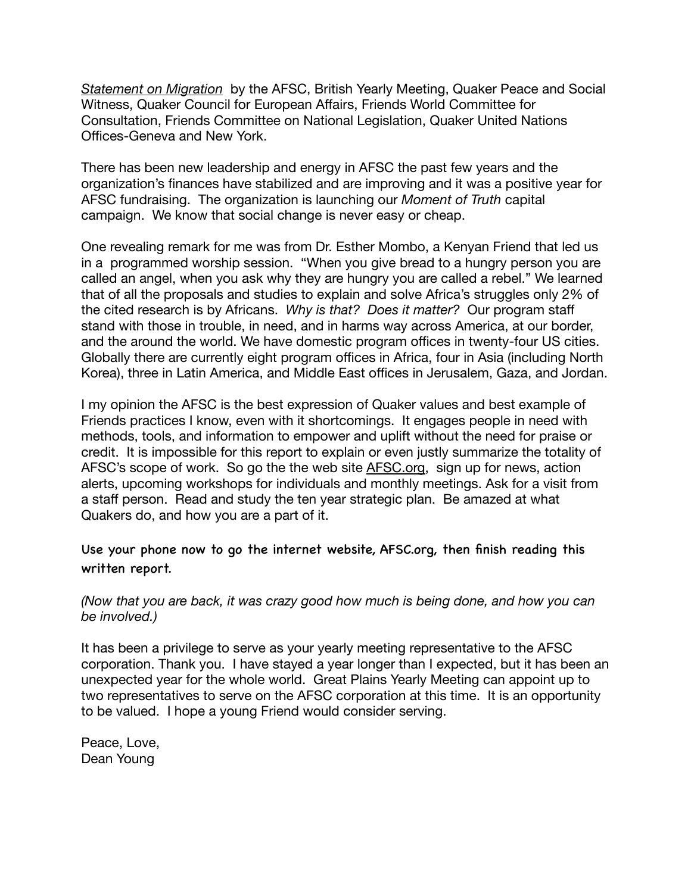*Statement on Migration* by the AFSC, British Yearly Meeting, Quaker Peace and Social Witness, Quaker Council for European Affairs, Friends World Committee for Consultation, Friends Committee on National Legislation, Quaker United Nations Offices-Geneva and New York.

There has been new leadership and energy in AFSC the past few years and the organization's finances have stabilized and are improving and it was a positive year for AFSC fundraising. The organization is launching our *Moment of Truth* capital campaign. We know that social change is never easy or cheap.

One revealing remark for me was from Dr. Esther Mombo, a Kenyan Friend that led us in a programmed worship session. "When you give bread to a hungry person you are called an angel, when you ask why they are hungry you are called a rebel." We learned that of all the proposals and studies to explain and solve Africa's struggles only 2% of the cited research is by Africans. *Why is that? Does it matter?* Our program staff stand with those in trouble, in need, and in harms way across America, at our border, and the around the world. We have domestic program offices in twenty-four US cities. Globally there are currently eight program offices in Africa, four in Asia (including North Korea), three in Latin America, and Middle East offices in Jerusalem, Gaza, and Jordan.

I my opinion the AFSC is the best expression of Quaker values and best example of Friends practices I know, even with it shortcomings. It engages people in need with methods, tools, and information to empower and uplift without the need for praise or credit. It is impossible for this report to explain or even justly summarize the totality of AFSC's scope of work. So go the the web site AFSC.org, sign up for news, action alerts, upcoming workshops for individuals and monthly meetings. Ask for a visit from a staff person. Read and study the ten year strategic plan. Be amazed at what Quakers do, and how you are a part of it.

**Use your phone now to go the internet website, AFSC.org, then finish reading this written report.**

*(Now that you are back, it was crazy good how much is being done, and how you can be involved.)*

It has been a privilege to serve as your yearly meeting representative to the AFSC corporation. Thank you. I have stayed a year longer than I expected, but it has been an unexpected year for the whole world. Great Plains Yearly Meeting can appoint up to two representatives to serve on the AFSC corporation at this time. It is an opportunity to be valued. I hope a young Friend would consider serving.

Peace, Love,
Dean Young